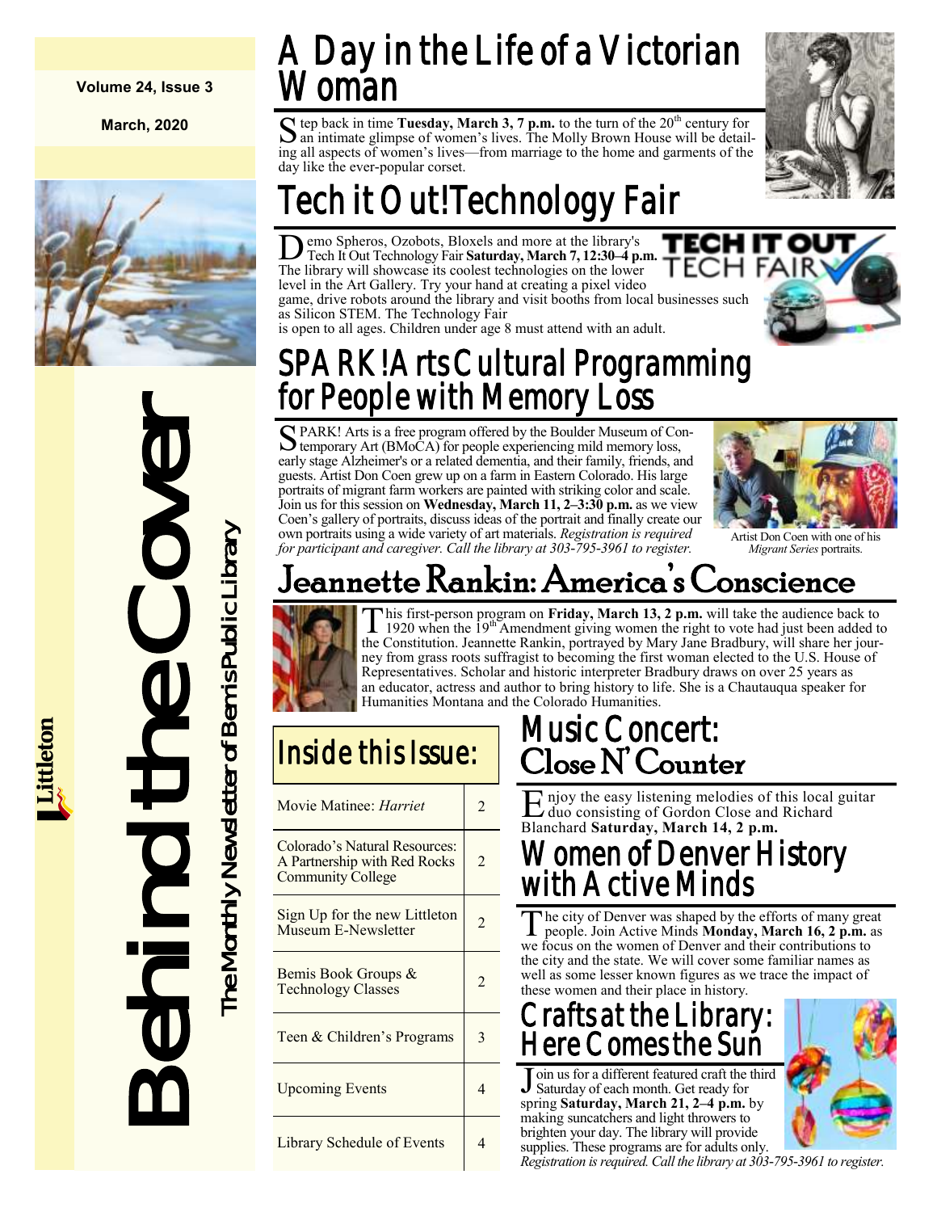Volume 24, Issue 3

March, 2020

# Behind the Cover

The Monthly Newsletter of Bemis Public Library

Littleton

## A Day in the Life of a Victorian Woman

Step back in time **Tuesday, March 3, 7 p.m.** to the turn of the 20th century for an intimate glimpse of women's lives. The Molly Brown House will be detailing all aspects of women's lives—from marriage to the home and garments of the day like the ever-popular corset.

## Tech it Out! Technology Fair

Demo Spheros, Ozobots, Bloxels and more at the library's Tech It Out Technology Fair **Saturday, March 7, 12:30–4 p.m.** The library will showcase its coolest technologies on the lower level in the Art Gallery. Try your hand at creating a pixel video game, drive robots around the library and visit booths from local businesses such as Silicon STEM. The Technology Fair is open to all ages. Children under age 8 must attend with an adult.

## SPARK! Arts Cultural Programming for People with Memory Loss

SPARK! Arts is a free program offered by the Boulder Museum of Contemporary Art (BMoCA) for people experiencing mild memory loss, early stage Alzheimer's or a related dementia, and their family, friends, and guests. Artist Don Coen grew up on a farm in Eastern Colorado. His large portraits of migrant farm workers are painted with striking color and scale. Join us for this session on **Wednesday, March 11, 2–3:30 p.m.** as we view Coen's gallery of portraits, discuss ideas of the portrait and finally create our own portraits using a wide variety of art materials. *Registration is required for participant and caregiver. Call the library at 303-795-3961 to register.*

Artist Don Coen with one of his *Migrant Series* portraits.

## Jeannette Rankin: America's Conscience

This first-person program on **Friday, March 13, 2 p.m.** will take the audience back to 1920 when the 19th Amendment giving women the right to vote had just been added to the Constitution. Jeannette Rankin, portrayed by Mary Jane Bradbury, will share her journey from grass roots suffragist to becoming the first woman elected to the U.S. House of Representatives. Scholar and historic interpreter Bradbury draws on over 25 years as an educator, actress and author to bring history to life. She is a Chautauqua speaker for Humanities Montana and the Colorado Humanities.

## Inside this Issue:

| | |
|---|---|
| Movie Matinee: *Harriet* | 2 |
| Colorado's Natural Resources: A Partnership with Red Rocks Community College | 2 |
| Sign Up for the new Littleton Museum E-Newsletter | 2 |
| Bemis Book Groups & Technology Classes | 2 |
| Teen & Children's Programs | 3 |
| Upcoming Events | 4 |
| Library Schedule of Events | 4 |

## Music Concert: Close N' Counter

Enjoy the easy listening melodies of this local guitar duo consisting of Gordon Close and Richard Blanchard **Saturday, March 14, 2 p.m.**

## Women of Denver History with Active Minds

The city of Denver was shaped by the efforts of many great people. Join Active Minds **Monday, March 16, 2 p.m.** as we focus on the women of Denver and their contributions to the city and the state. We will cover some familiar names as well as some lesser known figures as we trace the impact of these women and their place in history.

## Crafts at the Library: Here Comes the Sun

Join us for a different featured craft the third Saturday of each month. Get ready for spring **Saturday, March 21, 2–4 p.m.** by making suncatchers and light throwers to brighten your day. The library will provide supplies. These programs are for adults only. *Registration is required. Call the library at 303-795-3961 to register.*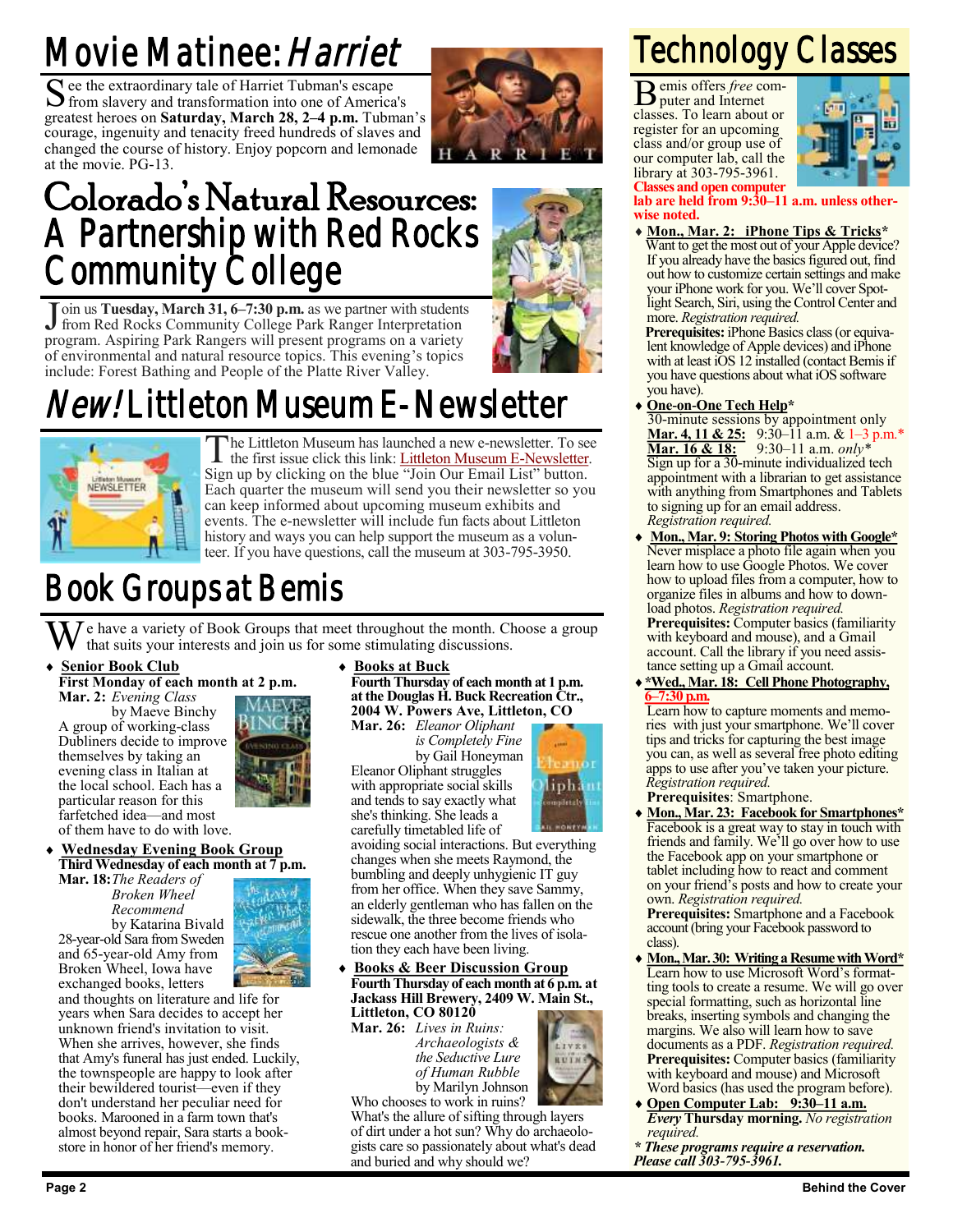# Movie Matinee: *Harriet*

See the extraordinary tale of Harriet Tubman's escape from slavery and transformation into one of America's greatest heroes on **Saturday, March 28, 2–4 p.m.** Tubman's courage, ingenuity and tenacity freed hundreds of slaves and changed the course of history. Enjoy popcorn and lemonade at the movie. PG-13.

# Colorado's Natural Resources: A Partnership with Red Rocks Community College

Join us **Tuesday, March 31, 6–7:30 p.m.** as we partner with students from Red Rocks Community College Park Ranger Interpretation program. Aspiring Park Rangers will present programs on a variety of environmental and natural resource topics. This evening's topics include: Forest Bathing and People of the Platte River Valley.

# *New!* Littleton Museum E-Newsletter

The Littleton Museum has launched a new e-newsletter. To see the first issue click this link: Littleton Museum E-Newsletter. Sign up by clicking on the blue "Join Our Email List" button. Each quarter the museum will send you their newsletter so you can keep informed about upcoming museum exhibits and events. The e-newsletter will include fun facts about Littleton history and ways you can help support the museum as a volunteer. If you have questions, call the museum at 303-795-3950.

# Book Groups at Bemis

We have a variety of Book Groups that meet throughout the month. Choose a group that suits your interests and join us for some stimulating discussions.

- **Senior Book Club**
  **First Monday of each month at 2 p.m.**
  **Mar. 2:** *Evening Class* by Maeve Binchy
  A group of working-class Dubliners decide to improve themselves by taking an evening class in Italian at the local school. Each has a particular reason for this farfetched idea—and most of them have to do with love.

- **Wednesday Evening Book Group**
  **Third Wednesday of each month at 7 p.m.**
  **Mar. 18:** *The Readers of Broken Wheel Recommend* by Katarina Bivald
  28-year-old Sara from Sweden and 65-year-old Amy from Broken Wheel, Iowa have exchanged books, letters and thoughts on literature and life for years when Sara decides to accept her unknown friend's invitation to visit. When she arrives, however, she finds that Amy's funeral has just ended. Luckily, the townspeople are happy to look after their bewildered tourist—even if they don't understand her peculiar need for books. Marooned in a farm town that's almost beyond repair, Sara starts a bookstore in honor of her friend's memory.

- **Books at Buck**
  **Fourth Thursday of each month at 1 p.m. at the Douglas H. Buck Recreation Ctr., 2004 W. Powers Ave, Littleton, CO**
  **Mar. 26:** *Eleanor Oliphant is Completely Fine* by Gail Honeyman
  Eleanor Oliphant struggles with appropriate social skills and tends to say exactly what she's thinking. She leads a carefully timetabled life of avoiding social interactions. But everything changes when she meets Raymond, the bumbling and deeply unhygienic IT guy from her office. When they save Sammy, an elderly gentleman who has fallen on the sidewalk, the three become friends who rescue one another from the lives of isolation they each have been living.

- **Books & Beer Discussion Group**
  **Fourth Thursday of each month at 6 p.m. at Jackass Hill Brewery, 2409 W. Main St., Littleton, CO 80120**
  **Mar. 26:** *Lives in Ruins: Archaeologists & the Seductive Lure of Human Rubble* by Marilyn Johnson
  Who chooses to work in ruins? What's the allure of sifting through layers of dirt under a hot sun? Why do archaeologists care so passionately about what's dead and buried and why should we?

# Technology Classes

Bemis offers *free* computer and Internet classes. To learn about or register for an upcoming class and/or group use of our computer lab, call the library at 303-795-3961. **Classes and open computer lab are held from 9:30–11 a.m. unless otherwise noted.**

- **Mon., Mar. 2: iPhone Tips & Tricks***
  Want to get the most out of your Apple device? If you already have the basics figured out, find out how to customize certain settings and make your iPhone work for you. We'll cover Spotlight Search, Siri, using the Control Center and more. *Registration required.*
  **Prerequisites:** iPhone Basics class (or equivalent knowledge of Apple devices) and iPhone with at least iOS 12 installed (contact Bemis if you have questions about what iOS software you have).

- **One-on-One Tech Help***
  30-minute sessions by appointment only
  **Mar. 4, 11 & 25:** 9:30–11 a.m. & 1–3 p.m.*
  **Mar. 16 & 18:** 9:30–11 a.m. *only**
  Sign up for a 30-minute individualized tech appointment with a librarian to get assistance with anything from Smartphones and Tablets to signing up for an email address. *Registration required.*

- **Mon., Mar. 9: Storing Photos with Google***
  Never misplace a photo file again when you learn how to use Google Photos. We cover how to upload files from a computer, how to organize files in albums and how to download photos. *Registration required.*
  **Prerequisites:** Computer basics (familiarity with keyboard and mouse), and a Gmail account. Call the library if you need assistance setting up a Gmail account.

- ***Wed., Mar. 18: Cell Phone Photography, 6–7:30 p.m.**
  Learn how to capture moments and memories with just your smartphone. We'll cover tips and tricks for capturing the best image you can, as well as several free photo editing apps to use after you've taken your picture. *Registration required.*
  **Prerequisites**: Smartphone.

- **Mon., Mar. 23: Facebook for Smartphones***
  Facebook is a great way to stay in touch with friends and family. We'll go over how to use the Facebook app on your smartphone or tablet including how to react and comment on your friend's posts and how to create your own. *Registration required.*
  **Prerequisites:** Smartphone and a Facebook account (bring your Facebook password to class).

- **Mon., Mar. 30: Writing a Resume with Word***
  Learn how to use Microsoft Word's formatting tools to create a resume. We will go over special formatting, such as horizontal line breaks, inserting symbols and changing the margins. We also will learn how to save documents as a PDF. *Registration required.*
  **Prerequisites:** Computer basics (familiarity with keyboard and mouse) and Microsoft Word basics (has used the program before).

- **Open Computer Lab: 9:30–11 a.m.**
  ***Every* Thursday morning.** *No registration required.*

***\* These programs require a reservation. Please call 303-795-3961.***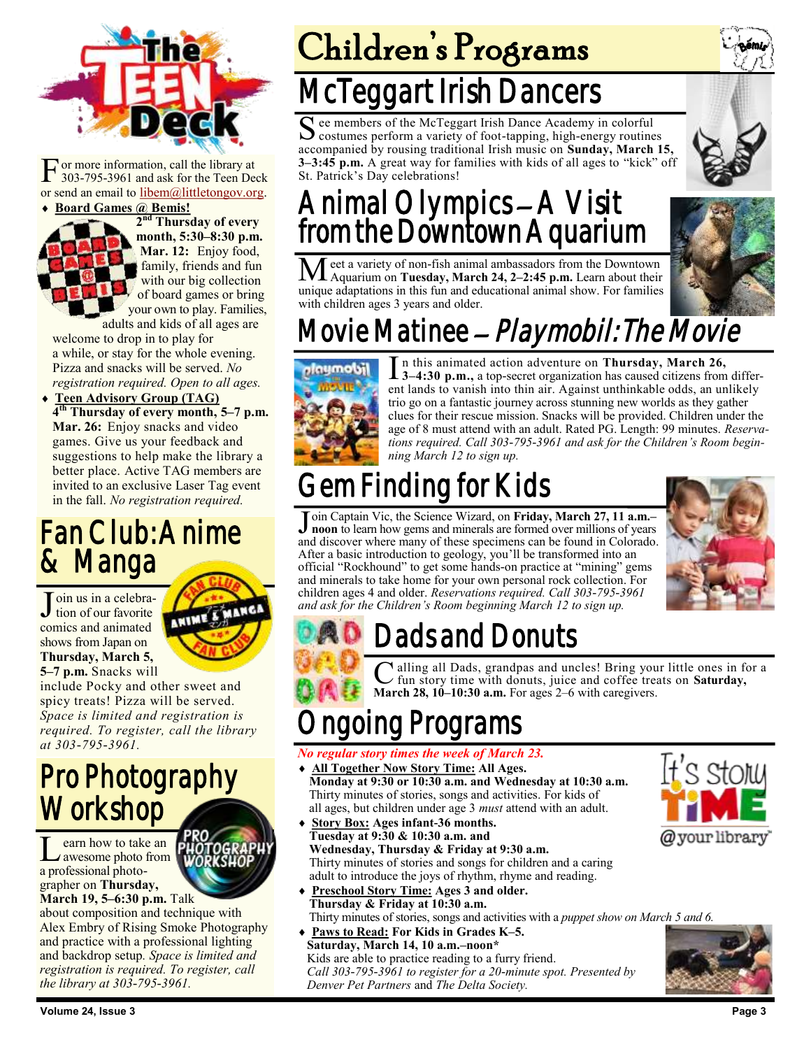# The Teen Deck

For more information, call the library at 303-795-3961 and ask for the Teen Deck or send an email to libem@littletongov.org.

- **Board Games @ Bemis!**
  **2nd Thursday of every month, 5:30–8:30 p.m.** **Mar. 12:** Enjoy food, family, friends and fun with our big collection of board games or bring your own to play. Families, adults and kids of all ages are welcome to drop in to play for a while, or stay for the whole evening. Pizza and snacks will be served. *No registration required. Open to all ages.*
- **Teen Advisory Group (TAG)**
  **4th Thursday of every month, 5–7 p.m.** **Mar. 26:** Enjoy snacks and video games. Give us your feedback and suggestions to help make the library a better place. Active TAG members are invited to an exclusive Laser Tag event in the fall. *No registration required.*

## Fan Club: Anime & Manga

Join us in a celebration of our favorite comics and animated shows from Japan on **Thursday, March 5, 5–7 p.m.** Snacks will include Pocky and other sweet and spicy treats! Pizza will be served. *Space is limited and registration is required. To register, call the library at 303-795-3961.*

## Pro Photography Workshop

Learn how to take an awesome photo from a professional photographer on **Thursday, March 19, 5–6:30 p.m.** Talk about composition and technique with Alex Embry of Rising Smoke Photography and practice with a professional lighting and backdrop setup. *Space is limited and registration is required. To register, call the library at 303-795-3961.*

# Children's Programs

## McTeggart Irish Dancers

See members of the McTeggart Irish Dance Academy in colorful costumes perform a variety of foot-tapping, high-energy routines accompanied by rousing traditional Irish music on **Sunday, March 15, 3–3:45 p.m.** A great way for families with kids of all ages to "kick" off St. Patrick's Day celebrations!

## Animal Olympics – A Visit from the Downtown Aquarium

Meet a variety of non-fish animal ambassadors from the Downtown Aquarium on **Tuesday, March 24, 2–2:45 p.m.** Learn about their unique adaptations in this fun and educational animal show. For families with children ages 3 years and older.

## Movie Matinee – *Playmobil: The Movie*

In this animated action adventure on **Thursday, March 26, 3–4:30 p.m.,** a top-secret organization has caused citizens from different lands to vanish into thin air. Against unthinkable odds, an unlikely trio go on a fantastic journey across stunning new worlds as they gather clues for their rescue mission. Snacks will be provided. Children under the age of 8 must attend with an adult. Rated PG. Length: 99 minutes. *Reservations required. Call 303-795-3961 and ask for the Children's Room beginning March 12 to sign up.*

## Gem Finding for Kids

Join Captain Vic, the Science Wizard, on **Friday, March 27, 11 a.m.–noon** to learn how gems and minerals are formed over millions of years and discover where many of these specimens can be found in Colorado. After a basic introduction to geology, you'll be transformed into an official "Rockhound" to get some hands-on practice at "mining" gems and minerals to take home for your own personal rock collection. For children ages 4 and older. *Reservations required. Call 303-795-3961 and ask for the Children's Room beginning March 12 to sign up.*

## Dads and Donuts

Calling all Dads, grandpas and uncles! Bring your little ones in for a fun story time with donuts, juice and coffee treats on **Saturday, March 28, 10–10:30 a.m.** For ages 2–6 with caregivers.

## Ongoing Programs

***No regular story times the week of March 23.***

- **All Together Now Story Time: All Ages.**
  **Monday at 9:30 or 10:30 a.m. and Wednesday at 10:30 a.m.**
  Thirty minutes of stories, songs and activities. For kids of all ages, but children under age 3 *must* attend with an adult.
- **Story Box: Ages infant-36 months.**
  **Tuesday at 9:30 & 10:30 a.m. and Wednesday, Thursday & Friday at 9:30 a.m.**
  Thirty minutes of stories and songs for children and a caring adult to introduce the joys of rhythm, rhyme and reading.
- **Preschool Story Time: Ages 3 and older.**
  **Thursday & Friday at 10:30 a.m.**
  Thirty minutes of stories, songs and activities with a *puppet show on March 5 and 6.*
- **Paws to Read: For Kids in Grades K–5.**
  **Saturday, March 14, 10 a.m.–noon***
  Kids are able to practice reading to a furry friend.
  *Call 303-795-3961 to register for a 20-minute spot. Presented by Denver Pet Partners* and *The Delta Society.*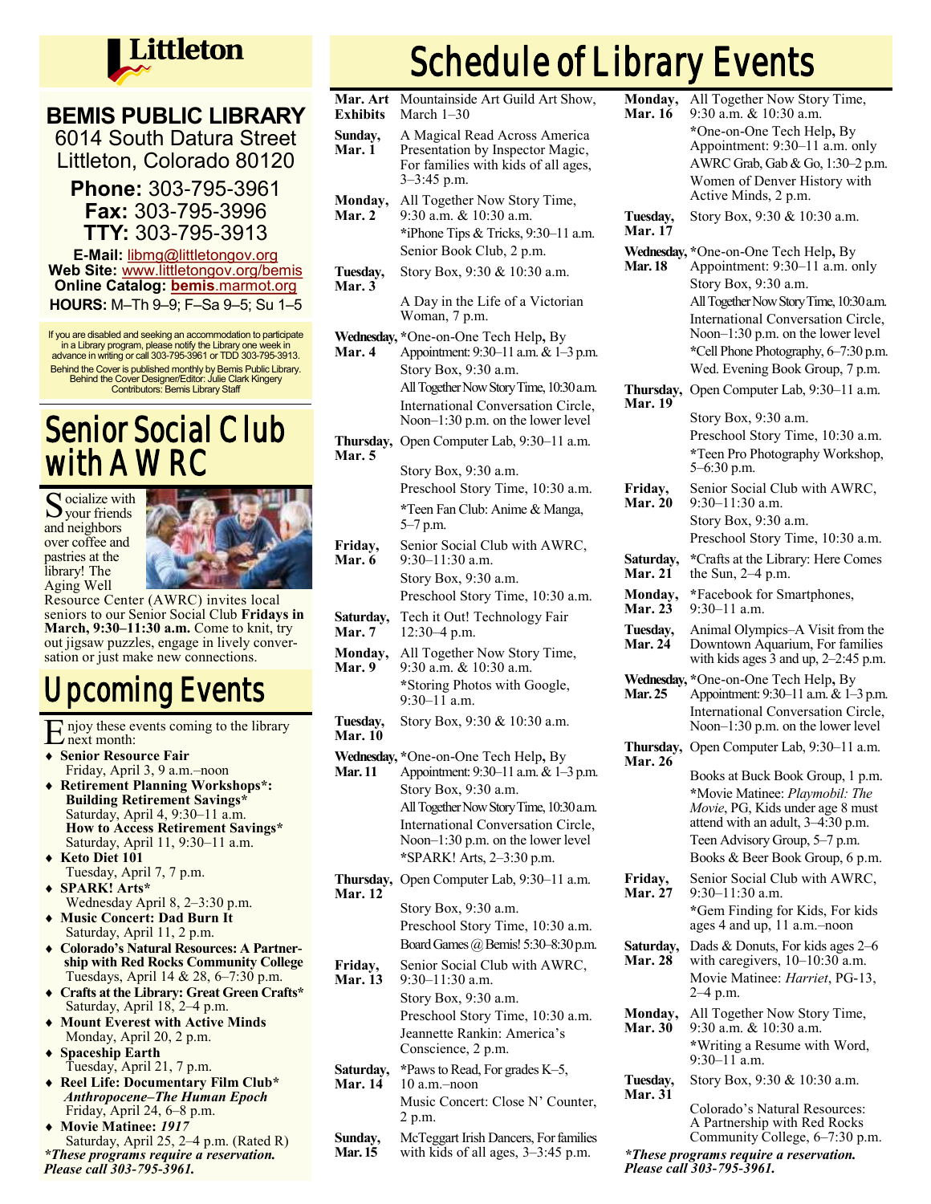# Littleton

## BEMIS PUBLIC LIBRARY

6014 South Datura Street
Littleton, Colorado 80120

**Phone:** 303-795-3961
**Fax:** 303-795-3996
**TTY:** 303-795-3913

**E-Mail:** libmg@littletongov.org
**Web Site:** www.littletongov.org/bemis
**Online Catalog:** **bemis**.marmot.org
**HOURS:** M–Th 9–9; F–Sa 9–5; Su 1–5

If you are disabled and seeking an accommodation to participate in a Library program, please notify the Library one week in advance in writing or call 303-795-3961 or TDD 303-795-3913.

Behind the Cover is published monthly by Bemis Public Library. Behind the Cover Designer/Editor: Julie Clark Kingery Contributors: Bemis Library Staff

## Senior Social Club with AWRC

Socialize with your friends and neighbors over coffee and pastries at the library! The Aging Well Resource Center (AWRC) invites local seniors to our Senior Social Club **Fridays in March, 9:30–11:30 a.m.** Come to knit, try out jigsaw puzzles, engage in lively conversation or just make new connections.

## Upcoming Events

Enjoy these events coming to the library next month:

- **Senior Resource Fair**
  Friday, April 3, 9 a.m.–noon
- **Retirement Planning Workshops*:**
  **Building Retirement Savings***
  Saturday, April 4, 9:30–11 a.m.
  **How to Access Retirement Savings***
  Saturday, April 11, 9:30–11 a.m.
- **Keto Diet 101**
  Tuesday, April 7, 7 p.m.
- **SPARK! Arts***
  Wednesday April 8, 2–3:30 p.m.
- **Music Concert: Dad Burn It**
  Saturday, April 11, 2 p.m.
- **Colorado's Natural Resources: A Partnership with Red Rocks Community College**
  Tuesdays, April 14 & 28, 6–7:30 p.m.
- **Crafts at the Library: Great Green Crafts***
  Saturday, April 18, 2–4 p.m.
- **Mount Everest with Active Minds**
  Monday, April 20, 2 p.m.
- **Spaceship Earth**
  Tuesday, April 21, 7 p.m.
- **Reel Life: Documentary Film Club***
  ***Anthropocene–The Human Epoch***
  Friday, April 24, 6–8 p.m.
- **Movie Matinee:** ***1917***
  Saturday, April 25, 2–4 p.m. (Rated R)

***These programs require a reservation. Please call 303-795-3961.***

# Schedule of Library Events

| | |
|---|---|
| **Mar. Art Exhibits** | Mountainside Art Guild Art Show, March 1–30 |
| **Sunday, Mar. 1** | A Magical Read Across America Presentation by Inspector Magic, For families with kids of all ages, 3–3:45 p.m. |
| **Monday, Mar. 2** | All Together Now Story Time, 9:30 a.m. & 10:30 a.m.<br>*iPhone Tips & Tricks, 9:30–11 a.m.<br>Senior Book Club, 2 p.m. |
| **Tuesday, Mar. 3** | Story Box, 9:30 & 10:30 a.m.<br>A Day in the Life of a Victorian Woman, 7 p.m. |
| **Wednesday, Mar. 4** | *One-on-One Tech Help, By Appointment: 9:30–11 a.m. & 1–3 p.m.<br>Story Box, 9:30 a.m.<br>All Together Now Story Time, 10:30 a.m.<br>International Conversation Circle, Noon–1:30 p.m. on the lower level |
| **Thursday, Mar. 5** | Open Computer Lab, 9:30–11 a.m.<br>Story Box, 9:30 a.m.<br>Preschool Story Time, 10:30 a.m.<br>*Teen Fan Club: Anime & Manga, 5–7 p.m. |
| **Friday, Mar. 6** | Senior Social Club with AWRC, 9:30–11:30 a.m.<br>Story Box, 9:30 a.m.<br>Preschool Story Time, 10:30 a.m. |
| **Saturday, Mar. 7** | Tech it Out! Technology Fair 12:30–4 p.m. |
| **Monday, Mar. 9** | All Together Now Story Time, 9:30 a.m. & 10:30 a.m.<br>*Storing Photos with Google, 9:30–11 a.m. |
| **Tuesday, Mar. 10** | Story Box, 9:30 & 10:30 a.m. |
| **Wednesday, Mar. 11** | *One-on-One Tech Help, By Appointment: 9:30–11 a.m. & 1–3 p.m.<br>Story Box, 9:30 a.m.<br>All Together Now Story Time, 10:30 a.m.<br>International Conversation Circle, Noon–1:30 p.m. on the lower level<br>*SPARK! Arts, 2–3:30 p.m. |
| **Thursday, Mar. 12** | Open Computer Lab, 9:30–11 a.m.<br>Story Box, 9:30 a.m.<br>Preschool Story Time, 10:30 a.m.<br>Board Games @ Bemis! 5:30–8:30 p.m. |
| **Friday, Mar. 13** | Senior Social Club with AWRC, 9:30–11:30 a.m.<br>Story Box, 9:30 a.m.<br>Preschool Story Time, 10:30 a.m.<br>Jeannette Rankin: America's Conscience, 2 p.m. |
| **Saturday, Mar. 14** | *Paws to Read, For grades K–5, 10 a.m.–noon<br>Music Concert: Close N' Counter, 2 p.m. |
| **Sunday, Mar. 15** | McTeggart Irish Dancers, For families with kids of all ages, 3–3:45 p.m. |
| **Monday, Mar. 16** | All Together Now Story Time, 9:30 a.m. & 10:30 a.m.<br>*One-on-One Tech Help, By Appointment: 9:30–11 a.m. only<br>AWRC Grab, Gab & Go, 1:30–2 p.m.<br>Women of Denver History with Active Minds, 2 p.m. |
| **Tuesday, Mar. 17** | Story Box, 9:30 & 10:30 a.m. |
| **Wednesday, Mar. 18** | *One-on-One Tech Help, By Appointment: 9:30–11 a.m. only<br>Story Box, 9:30 a.m.<br>All Together Now Story Time, 10:30 a.m.<br>International Conversation Circle, Noon–1:30 p.m. on the lower level<br>*Cell Phone Photography, 6–7:30 p.m.<br>Wed. Evening Book Group, 7 p.m. |
| **Thursday, Mar. 19** | Open Computer Lab, 9:30–11 a.m.<br>Story Box, 9:30 a.m.<br>Preschool Story Time, 10:30 a.m.<br>*Teen Pro Photography Workshop, 5–6:30 p.m. |
| **Friday, Mar. 20** | Senior Social Club with AWRC, 9:30–11:30 a.m.<br>Story Box, 9:30 a.m.<br>Preschool Story Time, 10:30 a.m. |
| **Saturday, Mar. 21** | *Crafts at the Library: Here Comes the Sun, 2–4 p.m. |
| **Monday, Mar. 23** | *Facebook for Smartphones, 9:30–11 a.m. |
| **Tuesday, Mar. 24** | Animal Olympics–A Visit from the Downtown Aquarium, For families with kids ages 3 and up, 2–2:45 p.m. |
| **Wednesday, Mar. 25** | *One-on-One Tech Help, By Appointment: 9:30–11 a.m. & 1–3 p.m.<br>International Conversation Circle, Noon–1:30 p.m. on the lower level |
| **Thursday, Mar. 26** | Open Computer Lab, 9:30–11 a.m.<br>Books at Buck Book Group, 1 p.m.<br>*Movie Matinee: *Playmobil: The Movie*, PG, Kids under age 8 must attend with an adult, 3–4:30 p.m.<br>Teen Advisory Group, 5–7 p.m.<br>Books & Beer Book Group, 6 p.m. |
| **Friday, Mar. 27** | Senior Social Club with AWRC, 9:30–11:30 a.m.<br>*Gem Finding for Kids, For kids ages 4 and up, 11 a.m.–noon |
| **Saturday, Mar. 28** | Dads & Donuts, For kids ages 2–6 with caregivers, 10–10:30 a.m.<br>Movie Matinee: *Harriet*, PG-13, 2–4 p.m. |
| **Monday, Mar. 30** | All Together Now Story Time, 9:30 a.m. & 10:30 a.m.<br>*Writing a Resume with Word, 9:30–11 a.m. |
| **Tuesday, Mar. 31** | Story Box, 9:30 & 10:30 a.m.<br>Colorado's Natural Resources: A Partnership with Red Rocks Community College, 6–7:30 p.m. |

***These programs require a reservation. Please call 303-795-3961.***